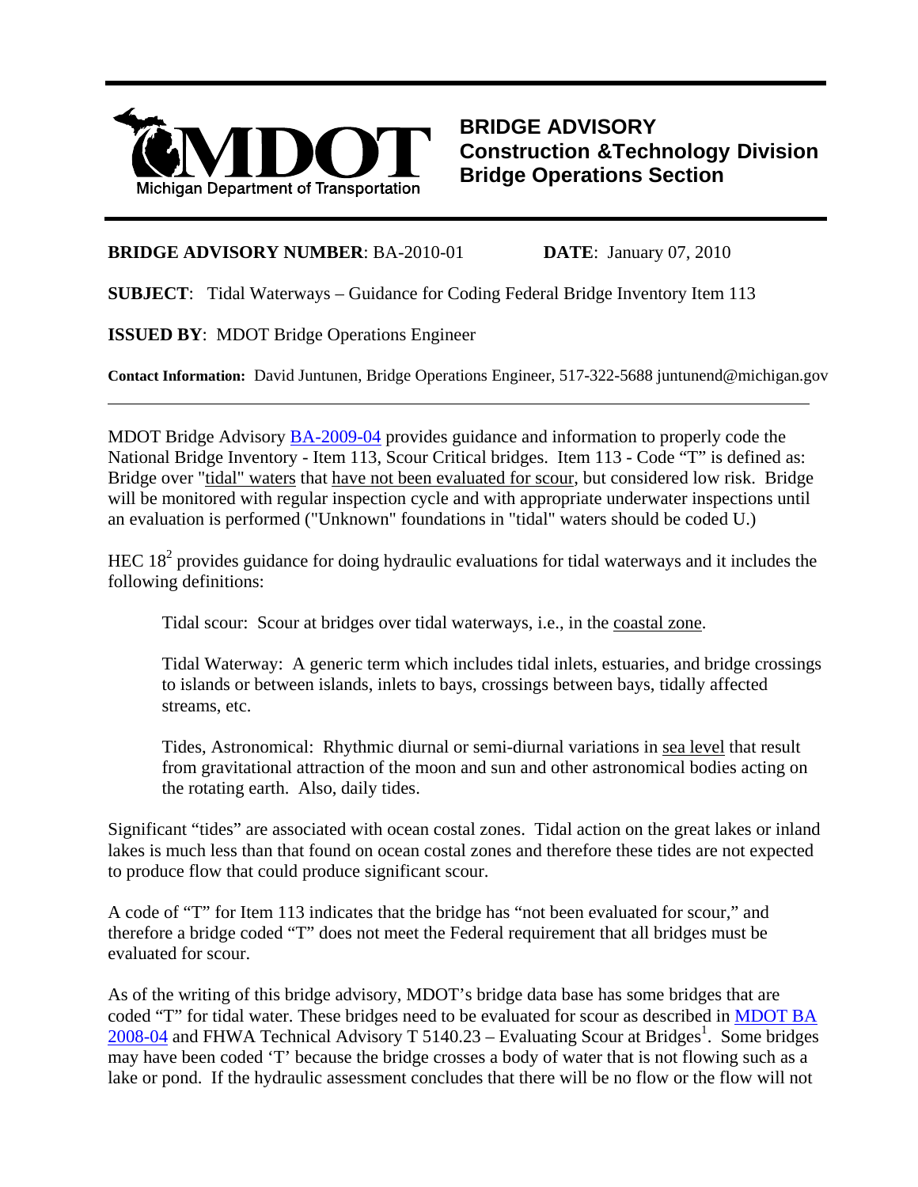# BRIDGE ADVISORY
## Construction &Technology Division
## Bridge Operations Section

Michigan Department of Transportation

**BRIDGE ADVISORY NUMBER**: BA-2010-01 **DATE**: January 07, 2010

**SUBJECT**: Tidal Waterways – Guidance for Coding Federal Bridge Inventory Item 113

**ISSUED BY**: MDOT Bridge Operations Engineer

**Contact Information:** David Juntunen, Bridge Operations Engineer, 517-322-5688 juntunend@michigan.gov

---

MDOT Bridge Advisory BA-2009-04 provides guidance and information to properly code the National Bridge Inventory - Item 113, Scour Critical bridges. Item 113 - Code "T" is defined as: Bridge over "tidal" waters that have not been evaluated for scour, but considered low risk. Bridge will be monitored with regular inspection cycle and with appropriate underwater inspections until an evaluation is performed ("Unknown" foundations in "tidal" waters should be coded U.)

HEC 18[2] provides guidance for doing hydraulic evaluations for tidal waterways and it includes the following definitions:

> Tidal scour: Scour at bridges over tidal waterways, i.e., in the coastal zone.
>
> Tidal Waterway: A generic term which includes tidal inlets, estuaries, and bridge crossings to islands or between islands, inlets to bays, crossings between bays, tidally affected streams, etc.
>
> Tides, Astronomical: Rhythmic diurnal or semi-diurnal variations in sea level that result from gravitational attraction of the moon and sun and other astronomical bodies acting on the rotating earth. Also, daily tides.

Significant "tides" are associated with ocean costal zones. Tidal action on the great lakes or inland lakes is much less than that found on ocean costal zones and therefore these tides are not expected to produce flow that could produce significant scour.

A code of "T" for Item 113 indicates that the bridge has "not been evaluated for scour," and therefore a bridge coded "T" does not meet the Federal requirement that all bridges must be evaluated for scour.

As of the writing of this bridge advisory, MDOT's bridge data base has some bridges that are coded "T" for tidal water. These bridges need to be evaluated for scour as described in MDOT BA 2008-04 and FHWA Technical Advisory T 5140.23 – Evaluating Scour at Bridges[1]. Some bridges may have been coded 'T' because the bridge crosses a body of water that is not flowing such as a lake or pond. If the hydraulic assessment concludes that there will be no flow or the flow will not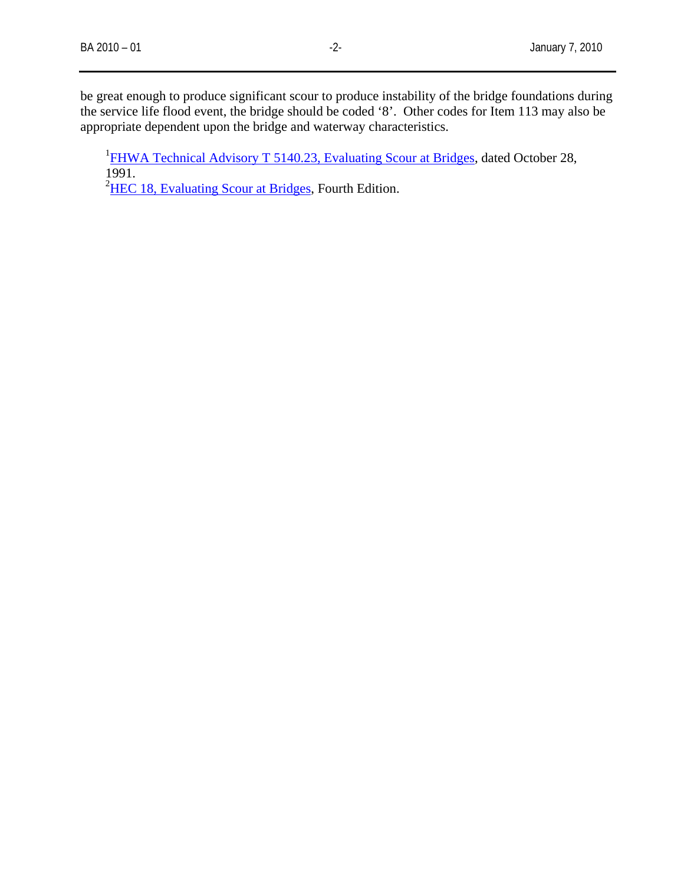be great enough to produce significant scour to produce instability of the bridge foundations during the service life flood event, the bridge should be coded '8'. Other codes for Item 113 may also be appropriate dependent upon the bridge and waterway characteristics.

[1] FHWA Technical Advisory T 5140.23, Evaluating Scour at Bridges, dated October 28, 1991.
[2] HEC 18, Evaluating Scour at Bridges, Fourth Edition.